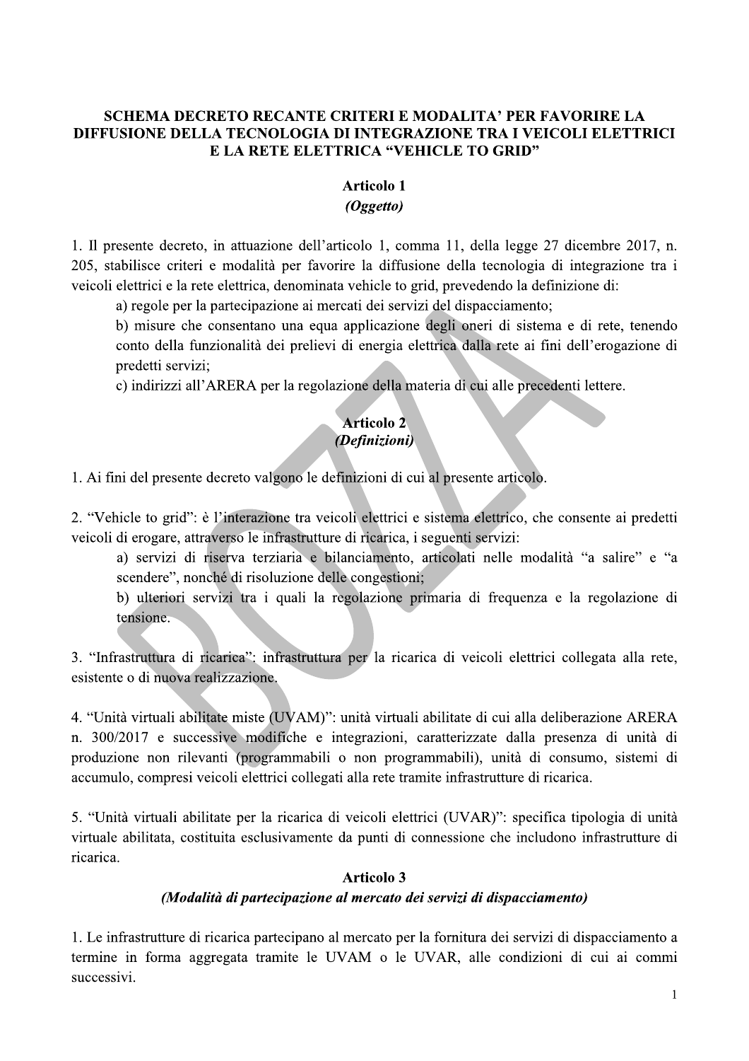# SCHEMA DECRETO RECANTE CRITERI E MODALITA' PER FAVORIRE LA DIFFUSIONE DELLA TECNOLOGIA DI INTEGRAZIONE TRA I VEICOLI ELETTRICI E LA RETE ELETTRICA "VEHICLE TO GRID"

## Articolo 1
### *(Oggetto)*

1. Il presente decreto, in attuazione dell'articolo 1, comma 11, della legge 27 dicembre 2017, n. 205, stabilisce criteri e modalità per favorire la diffusione della tecnologia di integrazione tra i veicoli elettrici e la rete elettrica, denominata vehicle to grid, prevedendo la definizione di:
   a) regole per la partecipazione ai mercati dei servizi del dispacciamento;
   b) misure che consentano una equa applicazione degli oneri di sistema e di rete, tenendo conto della funzionalità dei prelievi di energia elettrica dalla rete ai fini dell'erogazione di predetti servizi;
   c) indirizzi all'ARERA per la regolazione della materia di cui alle precedenti lettere.

## Articolo 2
### *(Definizioni)*

1. Ai fini del presente decreto valgono le definizioni di cui al presente articolo.

2. "Vehicle to grid": è l'interazione tra veicoli elettrici e sistema elettrico, che consente ai predetti veicoli di erogare, attraverso le infrastrutture di ricarica, i seguenti servizi:
   a) servizi di riserva terziaria e bilanciamento, articolati nelle modalità "a salire" e "a scendere", nonché di risoluzione delle congestioni;
   b) ulteriori servizi tra i quali la regolazione primaria di frequenza e la regolazione di tensione.

3. "Infrastruttura di ricarica": infrastruttura per la ricarica di veicoli elettrici collegata alla rete, esistente o di nuova realizzazione.

4. "Unità virtuali abilitate miste (UVAM)": unità virtuali abilitate di cui alla deliberazione ARERA n. 300/2017 e successive modifiche e integrazioni, caratterizzate dalla presenza di unità di produzione non rilevanti (programmabili o non programmabili), unità di consumo, sistemi di accumulo, compresi veicoli elettrici collegati alla rete tramite infrastrutture di ricarica.

5. "Unità virtuali abilitate per la ricarica di veicoli elettrici (UVAR)": specifica tipologia di unità virtuale abilitata, costituita esclusivamente da punti di connessione che includono infrastrutture di ricarica.

## Articolo 3
### *(Modalità di partecipazione al mercato dei servizi di dispacciamento)*

1. Le infrastrutture di ricarica partecipano al mercato per la fornitura dei servizi di dispacciamento a termine in forma aggregata tramite le UVAM o le UVAR, alle condizioni di cui ai commi successivi.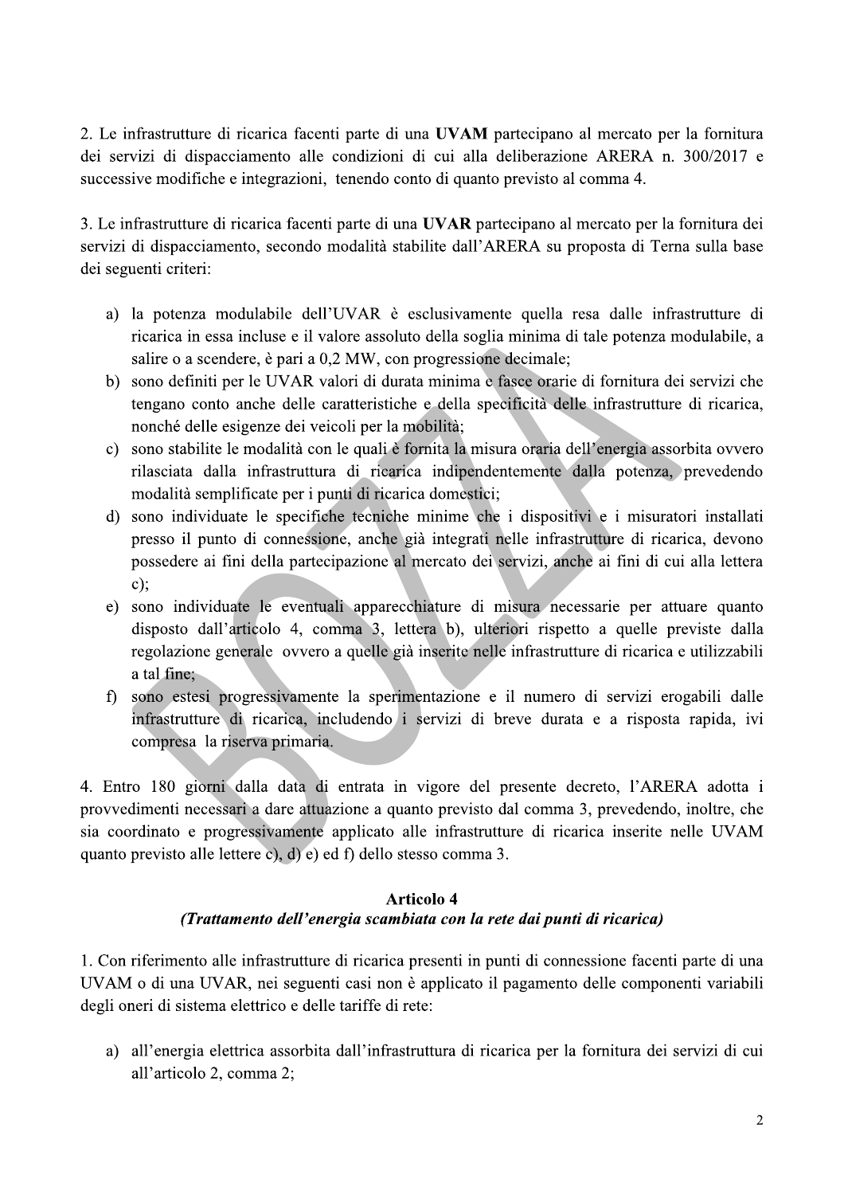2. Le infrastrutture di ricarica facenti parte di una **UVAM** partecipano al mercato per la fornitura dei servizi di dispacciamento alle condizioni di cui alla deliberazione ARERA n. 300/2017 e successive modifiche e integrazioni, tenendo conto di quanto previsto al comma 4.

3. Le infrastrutture di ricarica facenti parte di una **UVAR** partecipano al mercato per la fornitura dei servizi di dispacciamento, secondo modalità stabilite dall'ARERA su proposta di Terna sulla base dei seguenti criteri:

a) la potenza modulabile dell'UVAR è esclusivamente quella resa dalle infrastrutture di ricarica in essa incluse e il valore assoluto della soglia minima di tale potenza modulabile, a salire o a scendere, è pari a 0,2 MW, con progressione decimale;
b) sono definiti per le UVAR valori di durata minima e fasce orarie di fornitura dei servizi che tengano conto anche delle caratteristiche e della specificità delle infrastrutture di ricarica, nonché delle esigenze dei veicoli per la mobilità;
c) sono stabilite le modalità con le quali è fornita la misura oraria dell'energia assorbita ovvero rilasciata dalla infrastruttura di ricarica indipendentemente dalla potenza, prevedendo modalità semplificate per i punti di ricarica domestici;
d) sono individuate le specifiche tecniche minime che i dispositivi e i misuratori installati presso il punto di connessione, anche già integrati nelle infrastrutture di ricarica, devono possedere ai fini della partecipazione al mercato dei servizi, anche ai fini di cui alla lettera c);
e) sono individuate le eventuali apparecchiature di misura necessarie per attuare quanto disposto dall'articolo 4, comma 3, lettera b), ulteriori rispetto a quelle previste dalla regolazione generale ovvero a quelle già inserite nelle infrastrutture di ricarica e utilizzabili a tal fine;
f) sono estesi progressivamente la sperimentazione e il numero di servizi erogabili dalle infrastrutture di ricarica, includendo i servizi di breve durata e a risposta rapida, ivi compresa la riserva primaria.

4. Entro 180 giorni dalla data di entrata in vigore del presente decreto, l'ARERA adotta i provvedimenti necessari a dare attuazione a quanto previsto dal comma 3, prevedendo, inoltre, che sia coordinato e progressivamente applicato alle infrastrutture di ricarica inserite nelle UVAM quanto previsto alle lettere c), d) e) ed f) dello stesso comma 3.

### Articolo 4
### *(Trattamento dell'energia scambiata con la rete dai punti di ricarica)*

1. Con riferimento alle infrastrutture di ricarica presenti in punti di connessione facenti parte di una UVAM o di una UVAR, nei seguenti casi non è applicato il pagamento delle componenti variabili degli oneri di sistema elettrico e delle tariffe di rete:

a) all'energia elettrica assorbita dall'infrastruttura di ricarica per la fornitura dei servizi di cui all'articolo 2, comma 2;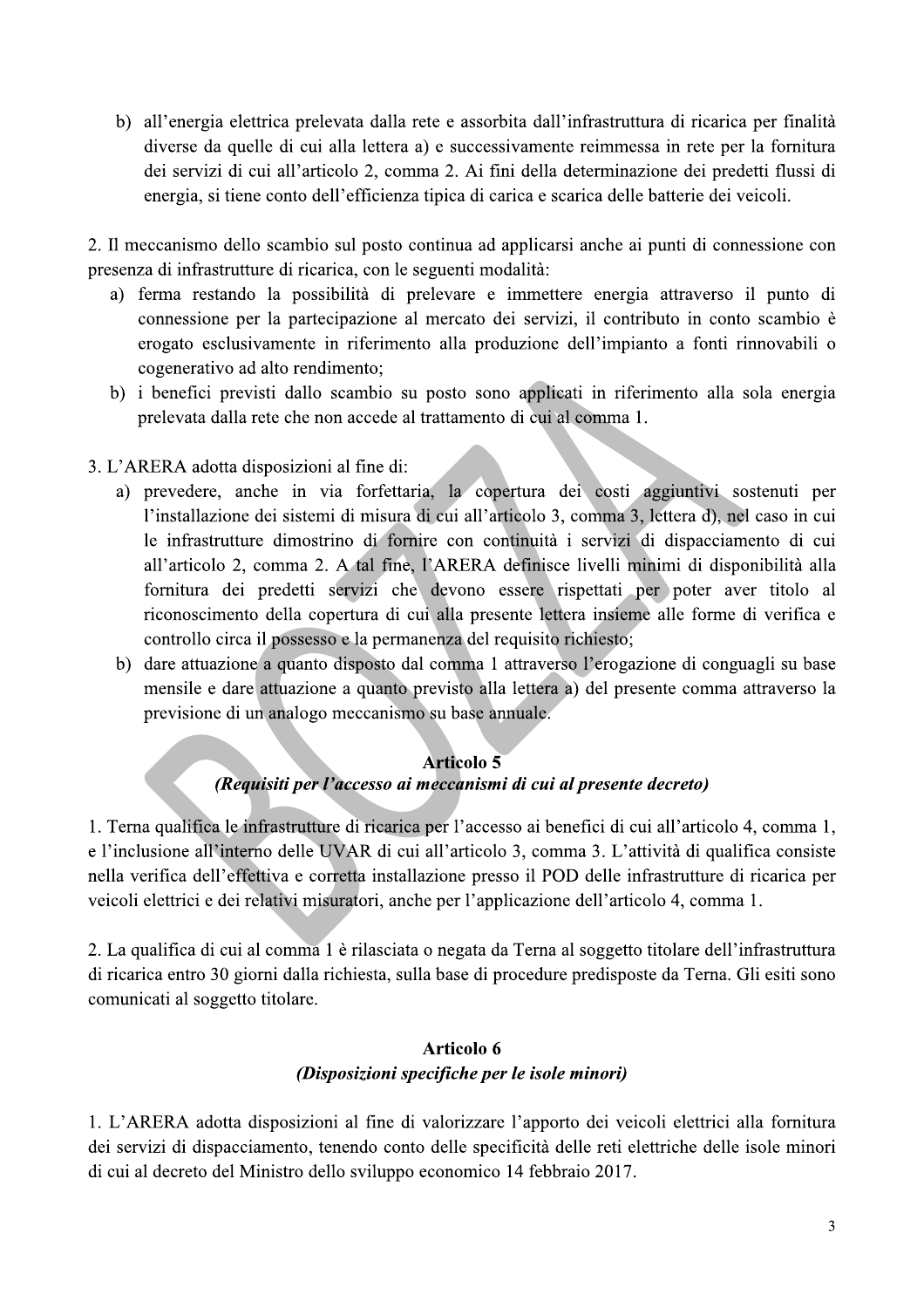b) all'energia elettrica prelevata dalla rete e assorbita dall'infrastruttura di ricarica per finalità diverse da quelle di cui alla lettera a) e successivamente reimmessa in rete per la fornitura dei servizi di cui all'articolo 2, comma 2. Ai fini della determinazione dei predetti flussi di energia, si tiene conto dell'efficienza tipica di carica e scarica delle batterie dei veicoli.

2. Il meccanismo dello scambio sul posto continua ad applicarsi anche ai punti di connessione con presenza di infrastrutture di ricarica, con le seguenti modalità:

a) ferma restando la possibilità di prelevare e immettere energia attraverso il punto di connessione per la partecipazione al mercato dei servizi, il contributo in conto scambio è erogato esclusivamente in riferimento alla produzione dell'impianto a fonti rinnovabili o cogenerativo ad alto rendimento;
b) i benefici previsti dallo scambio su posto sono applicati in riferimento alla sola energia prelevata dalla rete che non accede al trattamento di cui al comma 1.

3. L'ARERA adotta disposizioni al fine di:

a) prevedere, anche in via forfettaria, la copertura dei costi aggiuntivi sostenuti per l'installazione dei sistemi di misura di cui all'articolo 3, comma 3, lettera d), nel caso in cui le infrastrutture dimostrino di fornire con continuità i servizi di dispacciamento di cui all'articolo 2, comma 2. A tal fine, l'ARERA definisce livelli minimi di disponibilità alla fornitura dei predetti servizi che devono essere rispettati per poter aver titolo al riconoscimento della copertura di cui alla presente lettera insieme alle forme di verifica e controllo circa il possesso e la permanenza del requisito richiesto;
b) dare attuazione a quanto disposto dal comma 1 attraverso l'erogazione di conguagli su base mensile e dare attuazione a quanto previsto alla lettera a) del presente comma attraverso la previsione di un analogo meccanismo su base annuale.

## Articolo 5
### *(Requisiti per l'accesso ai meccanismi di cui al presente decreto)*

1. Terna qualifica le infrastrutture di ricarica per l'accesso ai benefici di cui all'articolo 4, comma 1, e l'inclusione all'interno delle UVAR di cui all'articolo 3, comma 3. L'attività di qualifica consiste nella verifica dell'effettiva e corretta installazione presso il POD delle infrastrutture di ricarica per veicoli elettrici e dei relativi misuratori, anche per l'applicazione dell'articolo 4, comma 1.

2. La qualifica di cui al comma 1 è rilasciata o negata da Terna al soggetto titolare dell'infrastruttura di ricarica entro 30 giorni dalla richiesta, sulla base di procedure predisposte da Terna. Gli esiti sono comunicati al soggetto titolare.

## Articolo 6
### *(Disposizioni specifiche per le isole minori)*

1. L'ARERA adotta disposizioni al fine di valorizzare l'apporto dei veicoli elettrici alla fornitura dei servizi di dispacciamento, tenendo conto delle specificità delle reti elettriche delle isole minori di cui al decreto del Ministro dello sviluppo economico 14 febbraio 2017.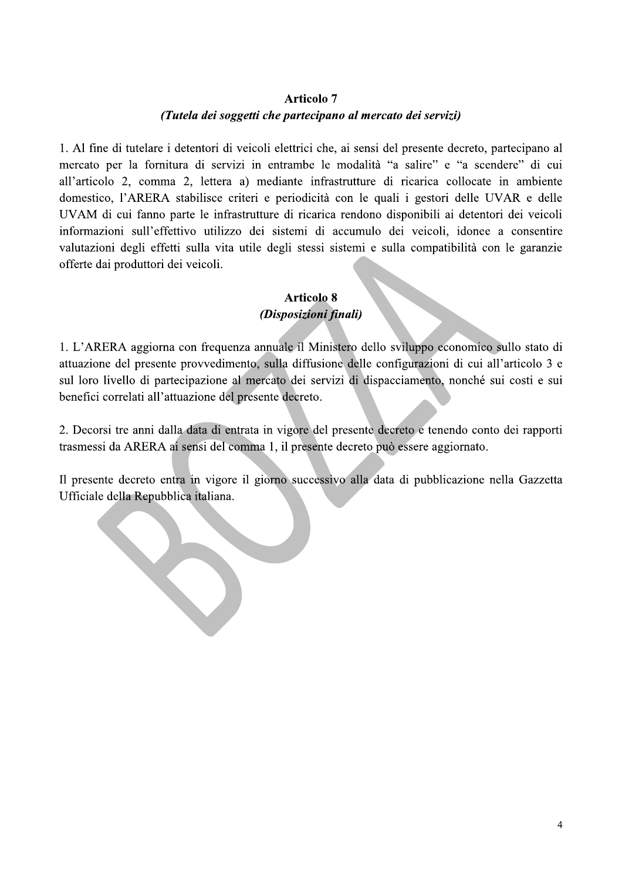**Articolo 7**

***(Tutela dei soggetti che partecipano al mercato dei servizi)***

1. Al fine di tutelare i detentori di veicoli elettrici che, ai sensi del presente decreto, partecipano al mercato per la fornitura di servizi in entrambe le modalità "a salire" e "a scendere" di cui all'articolo 2, comma 2, lettera a) mediante infrastrutture di ricarica collocate in ambiente domestico, l'ARERA stabilisce criteri e periodicità con le quali i gestori delle UVAR e delle UVAM di cui fanno parte le infrastrutture di ricarica rendono disponibili ai detentori dei veicoli informazioni sull'effettivo utilizzo dei sistemi di accumulo dei veicoli, idonee a consentire valutazioni degli effetti sulla vita utile degli stessi sistemi e sulla compatibilità con le garanzie offerte dai produttori dei veicoli.

**Articolo 8**

***(Disposizioni finali)***

1. L'ARERA aggiorna con frequenza annuale il Ministero dello sviluppo economico sullo stato di attuazione del presente provvedimento, sulla diffusione delle configurazioni di cui all'articolo 3 e sul loro livello di partecipazione al mercato dei servizi di dispacciamento, nonché sui costi e sui benefici correlati all'attuazione del presente decreto.

2. Decorsi tre anni dalla data di entrata in vigore del presente decreto e tenendo conto dei rapporti trasmessi da ARERA ai sensi del comma 1, il presente decreto può essere aggiornato.

Il presente decreto entra in vigore il giorno successivo alla data di pubblicazione nella Gazzetta Ufficiale della Repubblica italiana.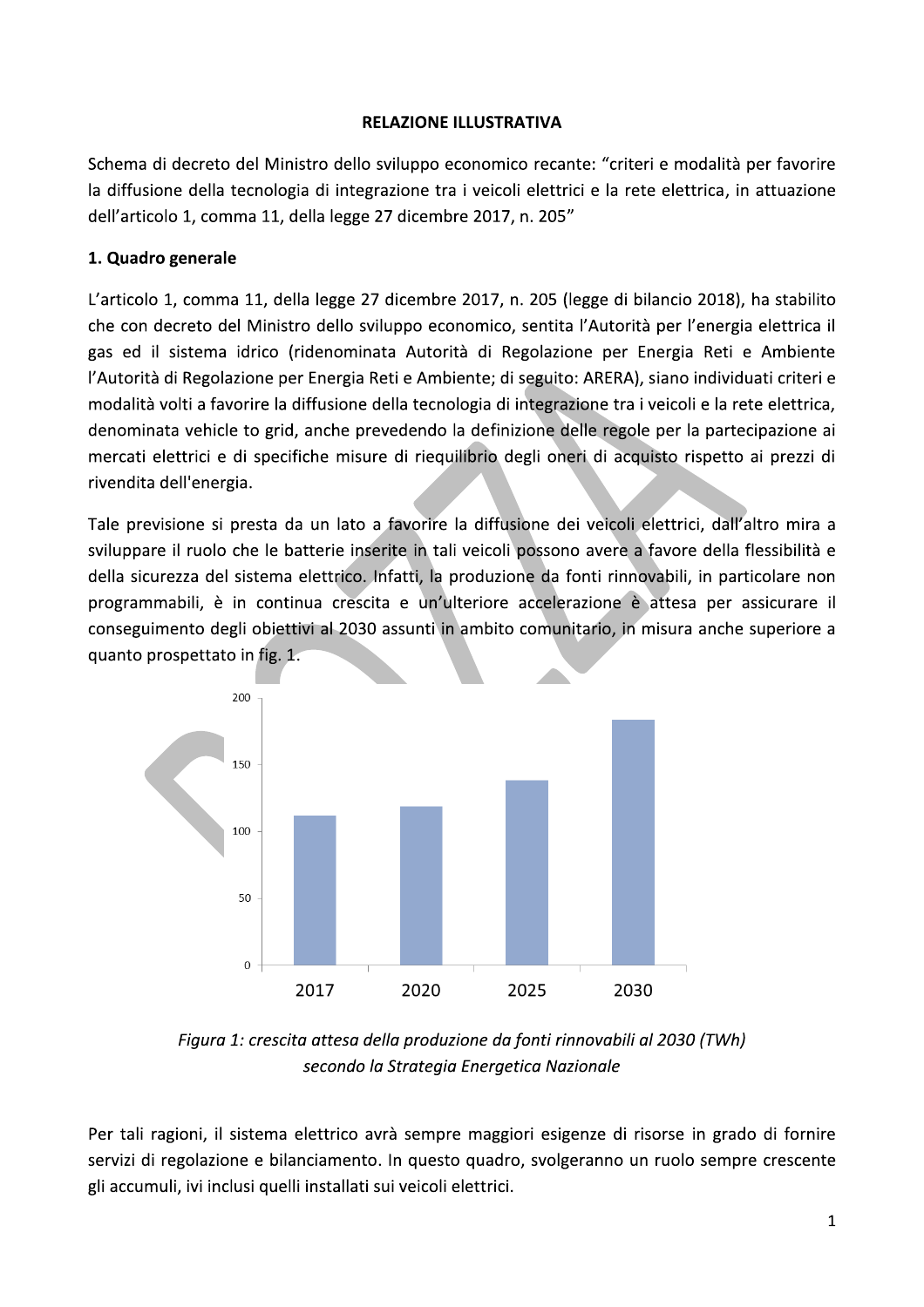**RELAZIONE ILLUSTRATIVA**

Schema di decreto del Ministro dello sviluppo economico recante: "criteri e modalità per favorire la diffusione della tecnologia di integrazione tra i veicoli elettrici e la rete elettrica, in attuazione dell'articolo 1, comma 11, della legge 27 dicembre 2017, n. 205"

## 1. Quadro generale

L'articolo 1, comma 11, della legge 27 dicembre 2017, n. 205 (legge di bilancio 2018), ha stabilito che con decreto del Ministro dello sviluppo economico, sentita l'Autorità per l'energia elettrica il gas ed il sistema idrico (ridenominata Autorità di Regolazione per Energia Reti e Ambiente l'Autorità di Regolazione per Energia Reti e Ambiente; di seguito: ARERA), siano individuati criteri e modalità volti a favorire la diffusione della tecnologia di integrazione tra i veicoli e la rete elettrica, denominata vehicle to grid, anche prevedendo la definizione delle regole per la partecipazione ai mercati elettrici e di specifiche misure di riequilibrio degli oneri di acquisto rispetto ai prezzi di rivendita dell'energia.

Tale previsione si presta da un lato a favorire la diffusione dei veicoli elettrici, dall'altro mira a sviluppare il ruolo che le batterie inserite in tali veicoli possono avere a favore della flessibilità e della sicurezza del sistema elettrico. Infatti, la produzione da fonti rinnovabili, in particolare non programmabili, è in continua crescita e un'ulteriore accelerazione è attesa per assicurare il conseguimento degli obiettivi al 2030 assunti in ambito comunitario, in misura anche superiore a quanto prospettato in fig. 1.

*Figura 1: crescita attesa della produzione da fonti rinnovabili al 2030 (TWh) secondo la Strategia Energetica Nazionale*

Per tali ragioni, il sistema elettrico avrà sempre maggiori esigenze di risorse in grado di fornire servizi di regolazione e bilanciamento. In questo quadro, svolgeranno un ruolo sempre crescente gli accumuli, ivi inclusi quelli installati sui veicoli elettrici.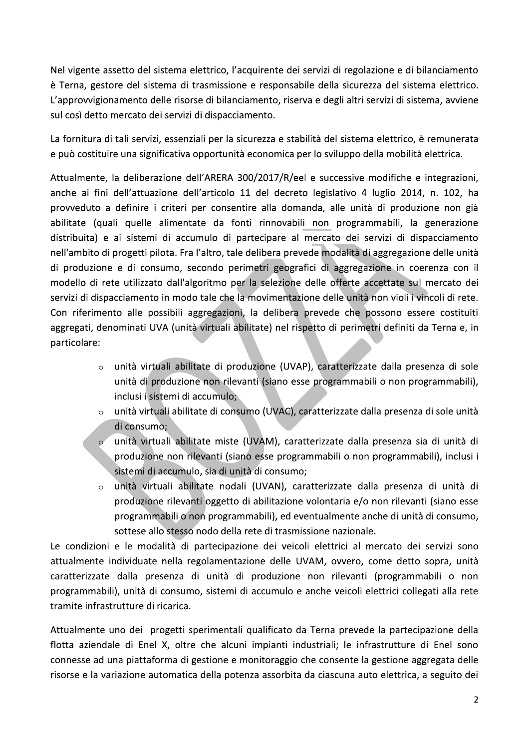Nel vigente assetto del sistema elettrico, l'acquirente dei servizi di regolazione e di bilanciamento è Terna, gestore del sistema di trasmissione e responsabile della sicurezza del sistema elettrico. L'approvvigionamento delle risorse di bilanciamento, riserva e degli altri servizi di sistema, avviene sul così detto mercato dei servizi di dispacciamento.

La fornitura di tali servizi, essenziali per la sicurezza e stabilità del sistema elettrico, è remunerata e può costituire una significativa opportunità economica per lo sviluppo della mobilità elettrica.

Attualmente, la deliberazione dell'ARERA 300/2017/R/eel e successive modifiche e integrazioni, anche ai fini dell'attuazione dell'articolo 11 del decreto legislativo 4 luglio 2014, n. 102, ha provveduto a definire i criteri per consentire alla domanda, alle unità di produzione non già abilitate (quali quelle alimentate da fonti rinnovabili non programmabili, la generazione distribuita) e ai sistemi di accumulo di partecipare al mercato dei servizi di dispacciamento nell'ambito di progetti pilota. Fra l'altro, tale delibera prevede modalità di aggregazione delle unità di produzione e di consumo, secondo perimetri geografici di aggregazione in coerenza con il modello di rete utilizzato dall'algoritmo per la selezione delle offerte accettate sul mercato dei servizi di dispacciamento in modo tale che la movimentazione delle unità non violi i vincoli di rete. Con riferimento alle possibili aggregazioni, la delibera prevede che possono essere costituiti aggregati, denominati UVA (unità virtuali abilitate) nel rispetto di perimetri definiti da Terna e, in particolare:

- unità virtuali abilitate di produzione (UVAP), caratterizzate dalla presenza di sole unità di produzione non rilevanti (siano esse programmabili o non programmabili), inclusi i sistemi di accumulo;
- unità virtuali abilitate di consumo (UVAC), caratterizzate dalla presenza di sole unità di consumo;
- unità virtuali abilitate miste (UVAM), caratterizzate dalla presenza sia di unità di produzione non rilevanti (siano esse programmabili o non programmabili), inclusi i sistemi di accumulo, sia di unità di consumo;
- unità virtuali abilitate nodali (UVAN), caratterizzate dalla presenza di unità di produzione rilevanti oggetto di abilitazione volontaria e/o non rilevanti (siano esse programmabili o non programmabili), ed eventualmente anche di unità di consumo, sottese allo stesso nodo della rete di trasmissione nazionale.

Le condizioni e le modalità di partecipazione dei veicoli elettrici al mercato dei servizi sono attualmente individuate nella regolamentazione delle UVAM, ovvero, come detto sopra, unità caratterizzate dalla presenza di unità di produzione non rilevanti (programmabili o non programmabili), unità di consumo, sistemi di accumulo e anche veicoli elettrici collegati alla rete tramite infrastrutture di ricarica.

Attualmente uno dei progetti sperimentali qualificato da Terna prevede la partecipazione della flotta aziendale di Enel X, oltre che alcuni impianti industriali; le infrastrutture di Enel sono connesse ad una piattaforma di gestione e monitoraggio che consente la gestione aggregata delle risorse e la variazione automatica della potenza assorbita da ciascuna auto elettrica, a seguito dei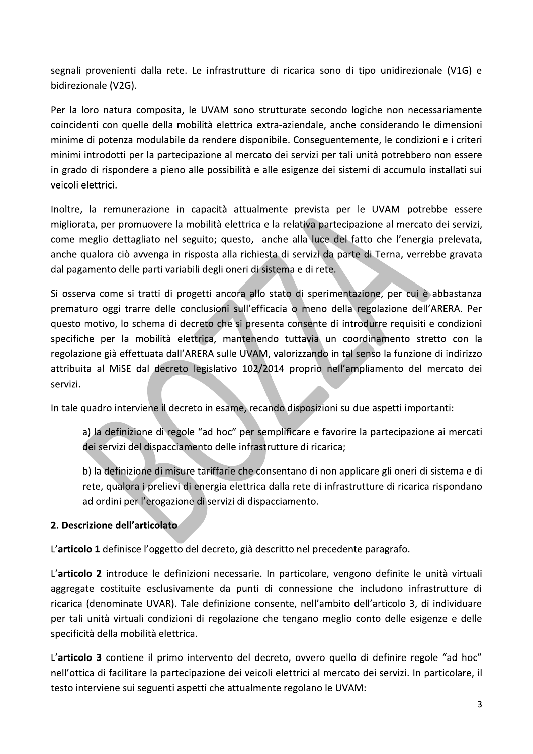segnali provenienti dalla rete. Le infrastrutture di ricarica sono di tipo unidirezionale (V1G) e bidirezionale (V2G).

Per la loro natura composita, le UVAM sono strutturate secondo logiche non necessariamente coincidenti con quelle della mobilità elettrica extra-aziendale, anche considerando le dimensioni minime di potenza modulabile da rendere disponibile. Conseguentemente, le condizioni e i criteri minimi introdotti per la partecipazione al mercato dei servizi per tali unità potrebbero non essere in grado di rispondere a pieno alle possibilità e alle esigenze dei sistemi di accumulo installati sui veicoli elettrici.

Inoltre, la remunerazione in capacità attualmente prevista per le UVAM potrebbe essere migliorata, per promuovere la mobilità elettrica e la relativa partecipazione al mercato dei servizi, come meglio dettagliato nel seguito; questo, anche alla luce del fatto che l'energia prelevata, anche qualora ciò avvenga in risposta alla richiesta di servizi da parte di Terna, verrebbe gravata dal pagamento delle parti variabili degli oneri di sistema e di rete.

Si osserva come si tratti di progetti ancora allo stato di sperimentazione, per cui è abbastanza prematuro oggi trarre delle conclusioni sull'efficacia o meno della regolazione dell'ARERA. Per questo motivo, lo schema di decreto che si presenta consente di introdurre requisiti e condizioni specifiche per la mobilità elettrica, mantenendo tuttavia un coordinamento stretto con la regolazione già effettuata dall'ARERA sulle UVAM, valorizzando in tal senso la funzione di indirizzo attribuita al MiSE dal decreto legislativo 102/2014 proprio nell'ampliamento del mercato dei servizi.

In tale quadro interviene il decreto in esame, recando disposizioni su due aspetti importanti:

a) la definizione di regole "ad hoc" per semplificare e favorire la partecipazione ai mercati dei servizi del dispacciamento delle infrastrutture di ricarica;

b) la definizione di misure tariffarie che consentano di non applicare gli oneri di sistema e di rete, qualora i prelievi di energia elettrica dalla rete di infrastrutture di ricarica rispondano ad ordini per l'erogazione di servizi di dispacciamento.

## 2. Descrizione dell'articolato

L'**articolo 1** definisce l'oggetto del decreto, già descritto nel precedente paragrafo.

L'**articolo 2** introduce le definizioni necessarie. In particolare, vengono definite le unità virtuali aggregate costituite esclusivamente da punti di connessione che includono infrastrutture di ricarica (denominate UVAR). Tale definizione consente, nell'ambito dell'articolo 3, di individuare per tali unità virtuali condizioni di regolazione che tengano meglio conto delle esigenze e delle specificità della mobilità elettrica.

L'**articolo 3** contiene il primo intervento del decreto, ovvero quello di definire regole "ad hoc" nell'ottica di facilitare la partecipazione dei veicoli elettrici al mercato dei servizi. In particolare, il testo interviene sui seguenti aspetti che attualmente regolano le UVAM: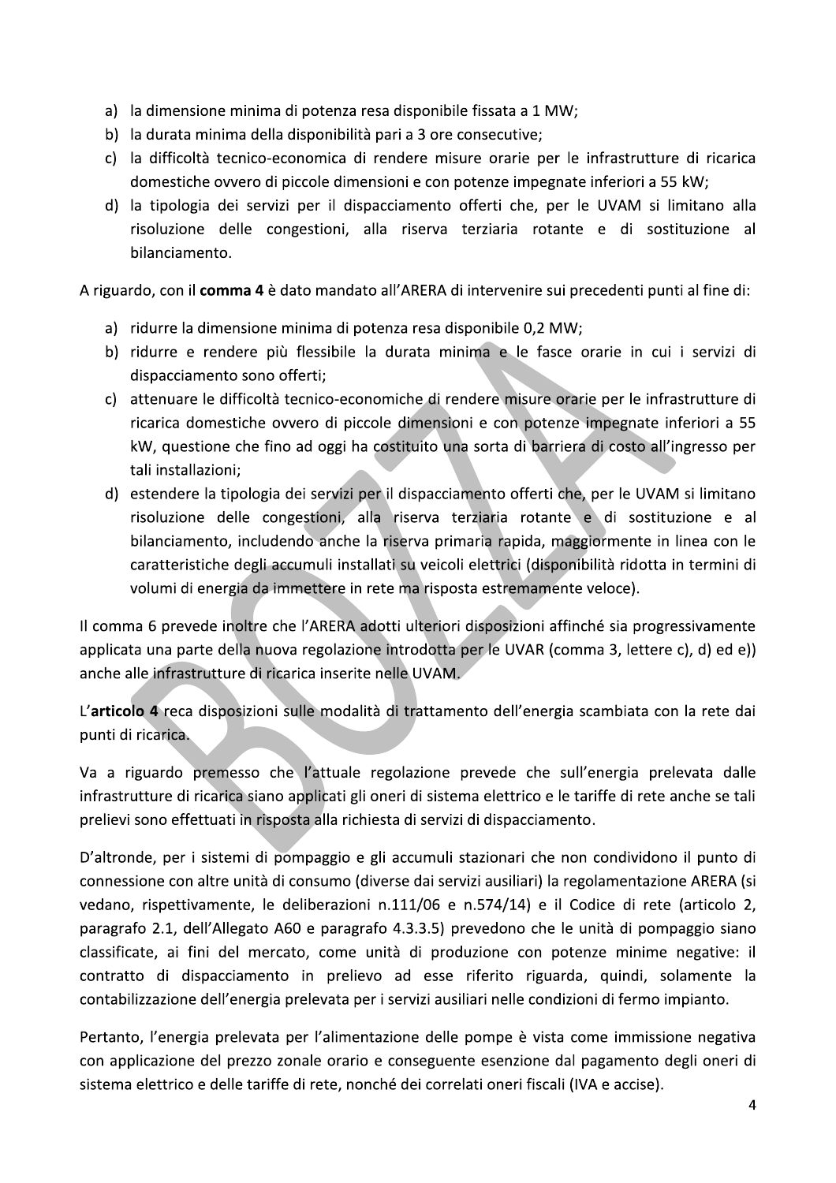a) la dimensione minima di potenza resa disponibile fissata a 1 MW;
b) la durata minima della disponibilità pari a 3 ore consecutive;
c) la difficoltà tecnico-economica di rendere misure orarie per le infrastrutture di ricarica domestiche ovvero di piccole dimensioni e con potenze impegnate inferiori a 55 kW;
d) la tipologia dei servizi per il dispacciamento offerti che, per le UVAM si limitano alla risoluzione delle congestioni, alla riserva terziaria rotante e di sostituzione al bilanciamento.

A riguardo, con il **comma 4** è dato mandato all'ARERA di intervenire sui precedenti punti al fine di:

a) ridurre la dimensione minima di potenza resa disponibile 0,2 MW;
b) ridurre e rendere più flessibile la durata minima e le fasce orarie in cui i servizi di dispacciamento sono offerti;
c) attenuare le difficoltà tecnico-economiche di rendere misure orarie per le infrastrutture di ricarica domestiche ovvero di piccole dimensioni e con potenze impegnate inferiori a 55 kW, questione che fino ad oggi ha costituito una sorta di barriera di costo all'ingresso per tali installazioni;
d) estendere la tipologia dei servizi per il dispacciamento offerti che, per le UVAM si limitano risoluzione delle congestioni, alla riserva terziaria rotante e di sostituzione e al bilanciamento, includendo anche la riserva primaria rapida, maggiormente in linea con le caratteristiche degli accumuli installati su veicoli elettrici (disponibilità ridotta in termini di volumi di energia da immettere in rete ma risposta estremamente veloce).

Il comma 6 prevede inoltre che l'ARERA adotti ulteriori disposizioni affinché sia progressivamente applicata una parte della nuova regolazione introdotta per le UVAR (comma 3, lettere c), d) ed e)) anche alle infrastrutture di ricarica inserite nelle UVAM.

L'**articolo 4** reca disposizioni sulle modalità di trattamento dell'energia scambiata con la rete dai punti di ricarica.

Va a riguardo premesso che l'attuale regolazione prevede che sull'energia prelevata dalle infrastrutture di ricarica siano applicati gli oneri di sistema elettrico e le tariffe di rete anche se tali prelievi sono effettuati in risposta alla richiesta di servizi di dispacciamento.

D'altronde, per i sistemi di pompaggio e gli accumuli stazionari che non condividono il punto di connessione con altre unità di consumo (diverse dai servizi ausiliari) la regolamentazione ARERA (si vedano, rispettivamente, le deliberazioni n.111/06 e n.574/14) e il Codice di rete (articolo 2, paragrafo 2.1, dell'Allegato A60 e paragrafo 4.3.3.5) prevedono che le unità di pompaggio siano classificate, ai fini del mercato, come unità di produzione con potenze minime negative: il contratto di dispacciamento in prelievo ad esse riferito riguarda, quindi, solamente la contabilizzazione dell'energia prelevata per i servizi ausiliari nelle condizioni di fermo impianto.

Pertanto, l'energia prelevata per l'alimentazione delle pompe è vista come immissione negativa con applicazione del prezzo zonale orario e conseguente esenzione dal pagamento degli oneri di sistema elettrico e delle tariffe di rete, nonché dei correlati oneri fiscali (IVA e accise).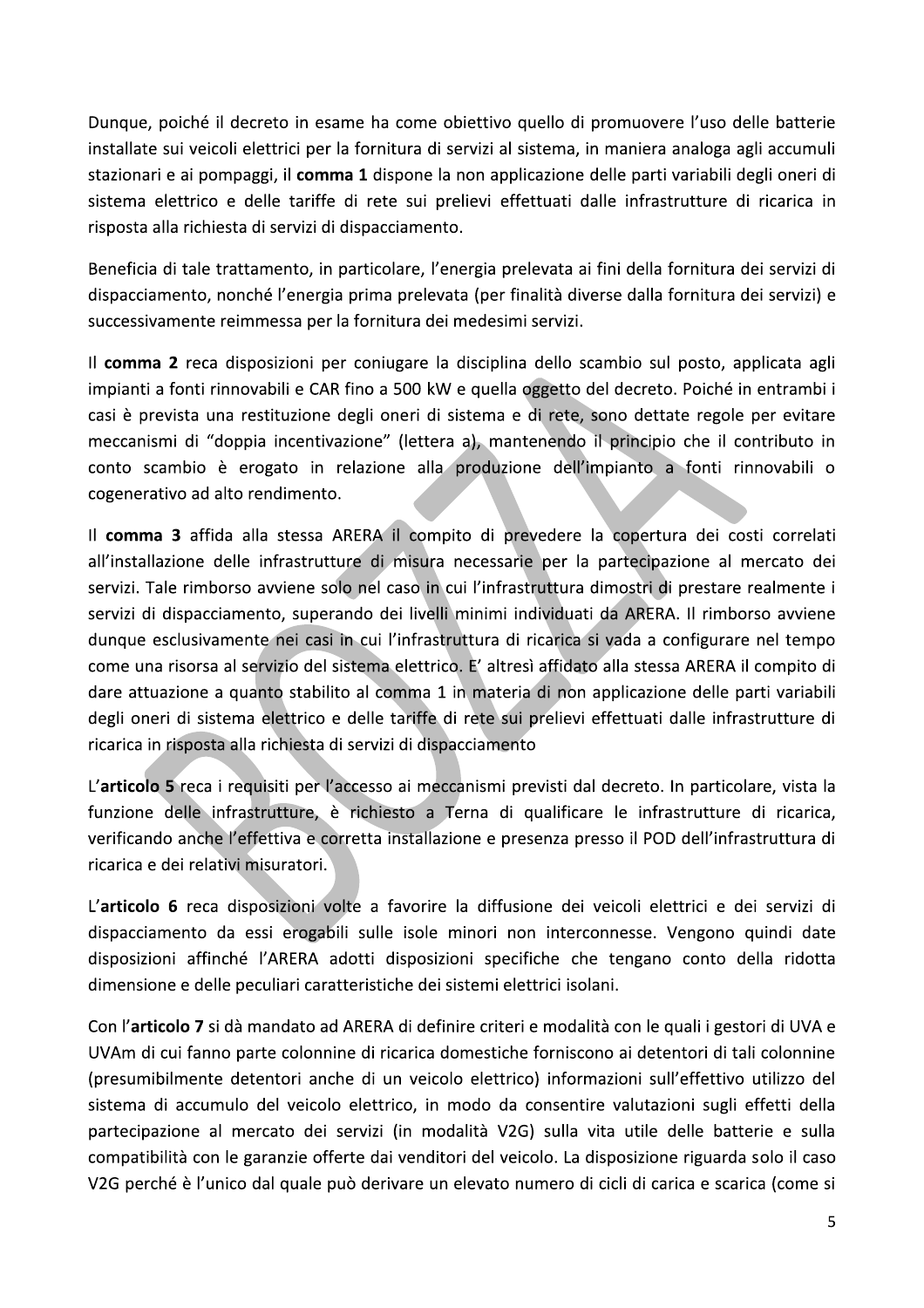Dunque, poiché il decreto in esame ha come obiettivo quello di promuovere l'uso delle batterie installate sui veicoli elettrici per la fornitura di servizi al sistema, in maniera analoga agli accumuli stazionari e ai pompaggi, il **comma 1** dispone la non applicazione delle parti variabili degli oneri di sistema elettrico e delle tariffe di rete sui prelievi effettuati dalle infrastrutture di ricarica in risposta alla richiesta di servizi di dispacciamento.

Beneficia di tale trattamento, in particolare, l'energia prelevata ai fini della fornitura dei servizi di dispacciamento, nonché l'energia prima prelevata (per finalità diverse dalla fornitura dei servizi) e successivamente reimmessa per la fornitura dei medesimi servizi.

Il **comma 2** reca disposizioni per coniugare la disciplina dello scambio sul posto, applicata agli impianti a fonti rinnovabili e CAR fino a 500 kW e quella oggetto del decreto. Poiché in entrambi i casi è prevista una restituzione degli oneri di sistema e di rete, sono dettate regole per evitare meccanismi di "doppia incentivazione" (lettera a), mantenendo il principio che il contributo in conto scambio è erogato in relazione alla produzione dell'impianto a fonti rinnovabili o cogenerativo ad alto rendimento.

Il **comma 3** affida alla stessa ARERA il compito di prevedere la copertura dei costi correlati all'installazione delle infrastrutture di misura necessarie per la partecipazione al mercato dei servizi. Tale rimborso avviene solo nel caso in cui l'infrastruttura dimostri di prestare realmente i servizi di dispacciamento, superando dei livelli minimi individuati da ARERA. Il rimborso avviene dunque esclusivamente nei casi in cui l'infrastruttura di ricarica si vada a configurare nel tempo come una risorsa al servizio del sistema elettrico. E' altresì affidato alla stessa ARERA il compito di dare attuazione a quanto stabilito al comma 1 in materia di non applicazione delle parti variabili degli oneri di sistema elettrico e delle tariffe di rete sui prelievi effettuati dalle infrastrutture di ricarica in risposta alla richiesta di servizi di dispacciamento

L'**articolo 5** reca i requisiti per l'accesso ai meccanismi previsti dal decreto. In particolare, vista la funzione delle infrastrutture, è richiesto a Terna di qualificare le infrastrutture di ricarica, verificando anche l'effettiva e corretta installazione e presenza presso il POD dell'infrastruttura di ricarica e dei relativi misuratori.

L'**articolo 6** reca disposizioni volte a favorire la diffusione dei veicoli elettrici e dei servizi di dispacciamento da essi erogabili sulle isole minori non interconnesse. Vengono quindi date disposizioni affinché l'ARERA adotti disposizioni specifiche che tengano conto della ridotta dimensione e delle peculiari caratteristiche dei sistemi elettrici isolani.

Con l'**articolo 7** si dà mandato ad ARERA di definire criteri e modalità con le quali i gestori di UVA e UVAm di cui fanno parte colonnine di ricarica domestiche forniscono ai detentori di tali colonnine (presumibilmente detentori anche di un veicolo elettrico) informazioni sull'effettivo utilizzo del sistema di accumulo del veicolo elettrico, in modo da consentire valutazioni sugli effetti della partecipazione al mercato dei servizi (in modalità V2G) sulla vita utile delle batterie e sulla compatibilità con le garanzie offerte dai venditori del veicolo. La disposizione riguarda solo il caso V2G perché è l'unico dal quale può derivare un elevato numero di cicli di carica e scarica (come si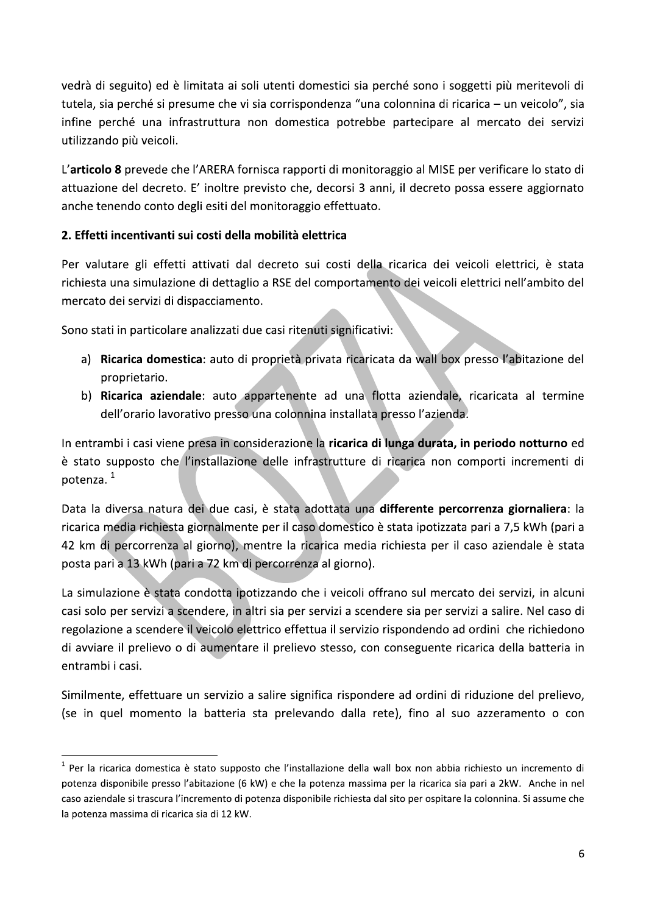vedrà di seguito) ed è limitata ai soli utenti domestici sia perché sono i soggetti più meritevoli di tutela, sia perché si presume che vi sia corrispondenza "una colonnina di ricarica – un veicolo", sia infine perché una infrastruttura non domestica potrebbe partecipare al mercato dei servizi utilizzando più veicoli.

L'**articolo 8** prevede che l'ARERA fornisca rapporti di monitoraggio al MISE per verificare lo stato di attuazione del decreto. E' inoltre previsto che, decorsi 3 anni, il decreto possa essere aggiornato anche tenendo conto degli esiti del monitoraggio effettuato.

## 2. Effetti incentivanti sui costi della mobilità elettrica

Per valutare gli effetti attivati dal decreto sui costi della ricarica dei veicoli elettrici, è stata richiesta una simulazione di dettaglio a RSE del comportamento dei veicoli elettrici nell'ambito del mercato dei servizi di dispacciamento.

Sono stati in particolare analizzati due casi ritenuti significativi:

a) **Ricarica domestica**: auto di proprietà privata ricaricata da wall box presso l'abitazione del proprietario.
b) **Ricarica aziendale**: auto appartenente ad una flotta aziendale, ricaricata al termine dell'orario lavorativo presso una colonnina installata presso l'azienda.

In entrambi i casi viene presa in considerazione la **ricarica di lunga durata, in periodo notturno** ed è stato supposto che l'installazione delle infrastrutture di ricarica non comporti incrementi di potenza. [1]

Data la diversa natura dei due casi, è stata adottata una **differente percorrenza giornaliera**: la ricarica media richiesta giornalmente per il caso domestico è stata ipotizzata pari a 7,5 kWh (pari a 42 km di percorrenza al giorno), mentre la ricarica media richiesta per il caso aziendale è stata posta pari a 13 kWh (pari a 72 km di percorrenza al giorno).

La simulazione è stata condotta ipotizzando che i veicoli offrano sul mercato dei servizi, in alcuni casi solo per servizi a scendere, in altri sia per servizi a scendere sia per servizi a salire. Nel caso di regolazione a scendere il veicolo elettrico effettua il servizio rispondendo ad ordini che richiedono di avviare il prelievo o di aumentare il prelievo stesso, con conseguente ricarica della batteria in entrambi i casi.

Similmente, effettuare un servizio a salire significa rispondere ad ordini di riduzione del prelievo, (se in quel momento la batteria sta prelevando dalla rete), fino al suo azzeramento o con

---

[1] Per la ricarica domestica è stato supposto che l'installazione della wall box non abbia richiesto un incremento di potenza disponibile presso l'abitazione (6 kW) e che la potenza massima per la ricarica sia pari a 2kW. Anche in nel caso aziendale si trascura l'incremento di potenza disponibile richiesta dal sito per ospitare la colonnina. Si assume che la potenza massima di ricarica sia di 12 kW.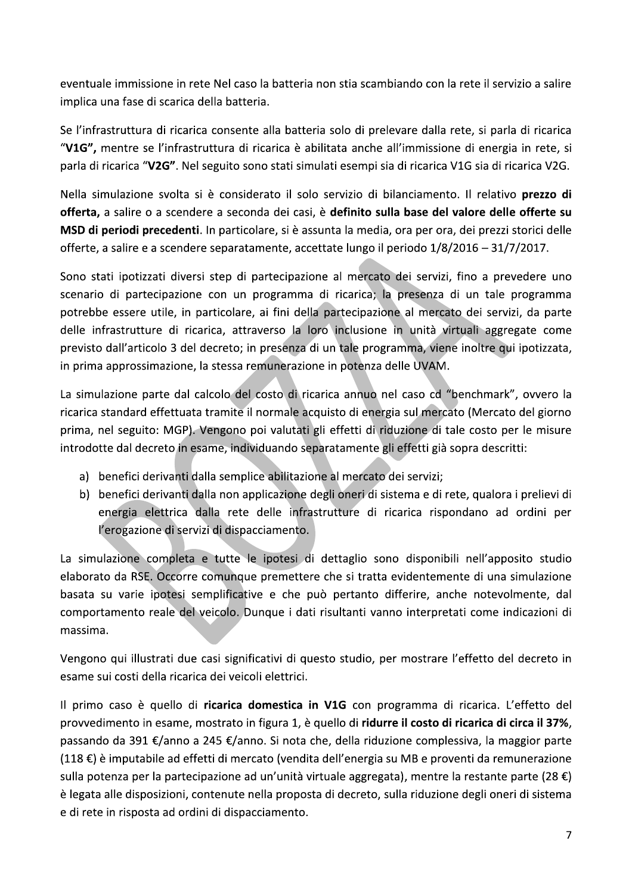eventuale immissione in rete Nel caso la batteria non stia scambiando con la rete il servizio a salire implica una fase di scarica della batteria.

Se l'infrastruttura di ricarica consente alla batteria solo di prelevare dalla rete, si parla di ricarica "**V1G",** mentre se l'infrastruttura di ricarica è abilitata anche all'immissione di energia in rete, si parla di ricarica "**V2G**". Nel seguito sono stati simulati esempi sia di ricarica V1G sia di ricarica V2G.

Nella simulazione svolta si è considerato il solo servizio di bilanciamento. Il relativo **prezzo di offerta,** a salire o a scendere a seconda dei casi, è **definito sulla base del valore delle offerte su MSD di periodi precedenti**. In particolare, si è assunta la media, ora per ora, dei prezzi storici delle offerte, a salire e a scendere separatamente, accettate lungo il periodo 1/8/2016 – 31/7/2017.

Sono stati ipotizzati diversi step di partecipazione al mercato dei servizi, fino a prevedere uno scenario di partecipazione con un programma di ricarica; la presenza di un tale programma potrebbe essere utile, in particolare, ai fini della partecipazione al mercato dei servizi, da parte delle infrastrutture di ricarica, attraverso la loro inclusione in unità virtuali aggregate come previsto dall'articolo 3 del decreto; in presenza di un tale programma, viene inoltre qui ipotizzata, in prima approssimazione, la stessa remunerazione in potenza delle UVAM.

La simulazione parte dal calcolo del costo di ricarica annuo nel caso cd "benchmark", ovvero la ricarica standard effettuata tramite il normale acquisto di energia sul mercato (Mercato del giorno prima, nel seguito: MGP). Vengono poi valutati gli effetti di riduzione di tale costo per le misure introdotte dal decreto in esame, individuando separatamente gli effetti già sopra descritti:

a) benefici derivanti dalla semplice abilitazione al mercato dei servizi;
b) benefici derivanti dalla non applicazione degli oneri di sistema e di rete, qualora i prelievi di energia elettrica dalla rete delle infrastrutture di ricarica rispondano ad ordini per l'erogazione di servizi di dispacciamento.

La simulazione completa e tutte le ipotesi di dettaglio sono disponibili nell'apposito studio elaborato da RSE. Occorre comunque premettere che si tratta evidentemente di una simulazione basata su varie ipotesi semplificative e che può pertanto differire, anche notevolmente, dal comportamento reale del veicolo. Dunque i dati risultanti vanno interpretati come indicazioni di massima.

Vengono qui illustrati due casi significativi di questo studio, per mostrare l'effetto del decreto in esame sui costi della ricarica dei veicoli elettrici.

Il primo caso è quello di **ricarica domestica in V1G** con programma di ricarica. L'effetto del provvedimento in esame, mostrato in figura 1, è quello di **ridurre il costo di ricarica di circa il 37%**, passando da 391 €/anno a 245 €/anno. Si nota che, della riduzione complessiva, la maggior parte (118 €) è imputabile ad effetti di mercato (vendita dell'energia su MB e proventi da remunerazione sulla potenza per la partecipazione ad un'unità virtuale aggregata), mentre la restante parte (28 €) è legata alle disposizioni, contenute nella proposta di decreto, sulla riduzione degli oneri di sistema e di rete in risposta ad ordini di dispacciamento.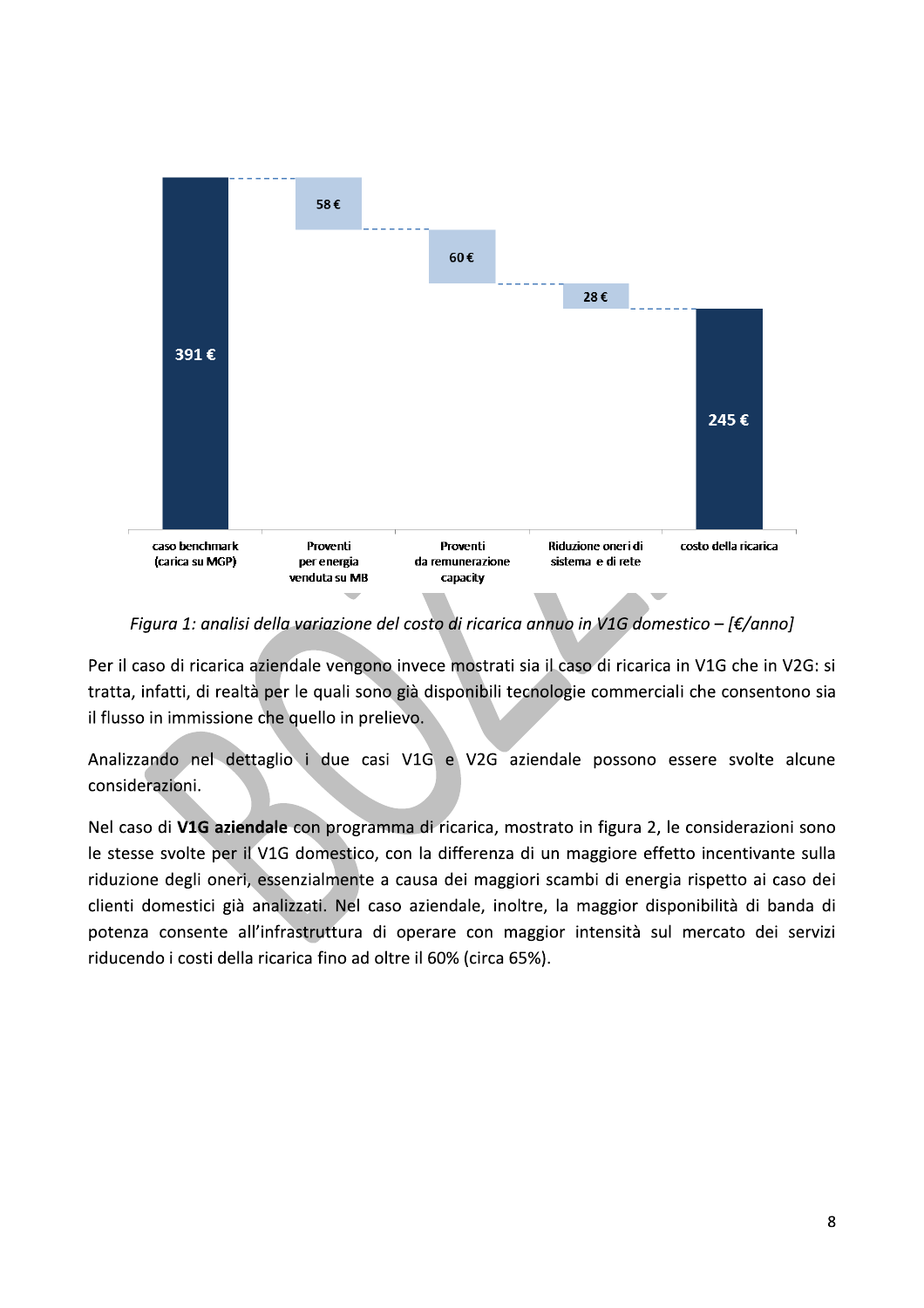Figura 1: analisi della variazione del costo di ricarica annuo in V1G domestico – [€/anno]

Per il caso di ricarica aziendale vengono invece mostrati sia il caso di ricarica in V1G che in V2G: si tratta, infatti, di realtà per le quali sono già disponibili tecnologie commerciali che consentono sia il flusso in immissione che quello in prelievo.

Analizzando nel dettaglio i due casi V1G e V2G aziendale possono essere svolte alcune considerazioni.

Nel caso di **V1G aziendale** con programma di ricarica, mostrato in figura 2, le considerazioni sono le stesse svolte per il V1G domestico, con la differenza di un maggiore effetto incentivante sulla riduzione degli oneri, essenzialmente a causa dei maggiori scambi di energia rispetto ai caso dei clienti domestici già analizzati. Nel caso aziendale, inoltre, la maggior disponibilità di banda di potenza consente all'infrastruttura di operare con maggior intensità sul mercato dei servizi riducendo i costi della ricarica fino ad oltre il 60% (circa 65%).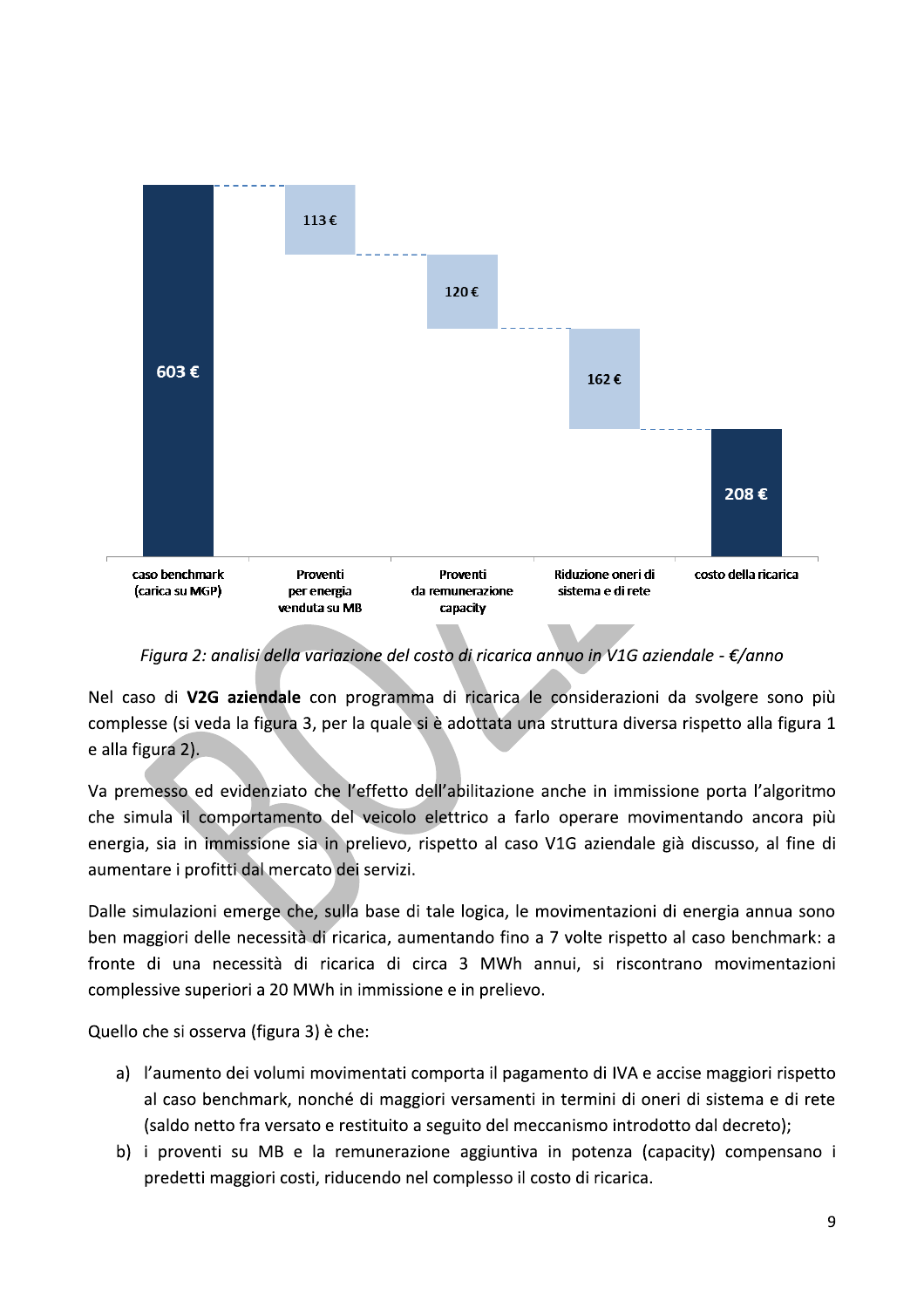| caso benchmark (carica su MGP) | Proventi per energia venduta su MB | Proventi da remunerazione capacity | Riduzione oneri di sistema e di rete | costo della ricarica |
|---|---|---|---|---|
| 603 € | 113 € | 120 € | 162 € | 208 € |

*Figura 2: analisi della variazione del costo di ricarica annuo in V1G aziendale - €/anno*

Nel caso di **V2G aziendale** con programma di ricarica le considerazioni da svolgere sono più complesse (si veda la figura 3, per la quale si è adottata una struttura diversa rispetto alla figura 1 e alla figura 2).

Va premesso ed evidenziato che l'effetto dell'abilitazione anche in immissione porta l'algoritmo che simula il comportamento del veicolo elettrico a farlo operare movimentando ancora più energia, sia in immissione sia in prelievo, rispetto al caso V1G aziendale già discusso, al fine di aumentare i profitti dal mercato dei servizi.

Dalle simulazioni emerge che, sulla base di tale logica, le movimentazioni di energia annua sono ben maggiori delle necessità di ricarica, aumentando fino a 7 volte rispetto al caso benchmark: a fronte di una necessità di ricarica di circa 3 MWh annui, si riscontrano movimentazioni complessive superiori a 20 MWh in immissione e in prelievo.

Quello che si osserva (figura 3) è che:

a) l'aumento dei volumi movimentati comporta il pagamento di IVA e accise maggiori rispetto al caso benchmark, nonché di maggiori versamenti in termini di oneri di sistema e di rete (saldo netto fra versato e restituito a seguito del meccanismo introdotto dal decreto);
b) i proventi su MB e la remunerazione aggiuntiva in potenza (capacity) compensano i predetti maggiori costi, riducendo nel complesso il costo di ricarica.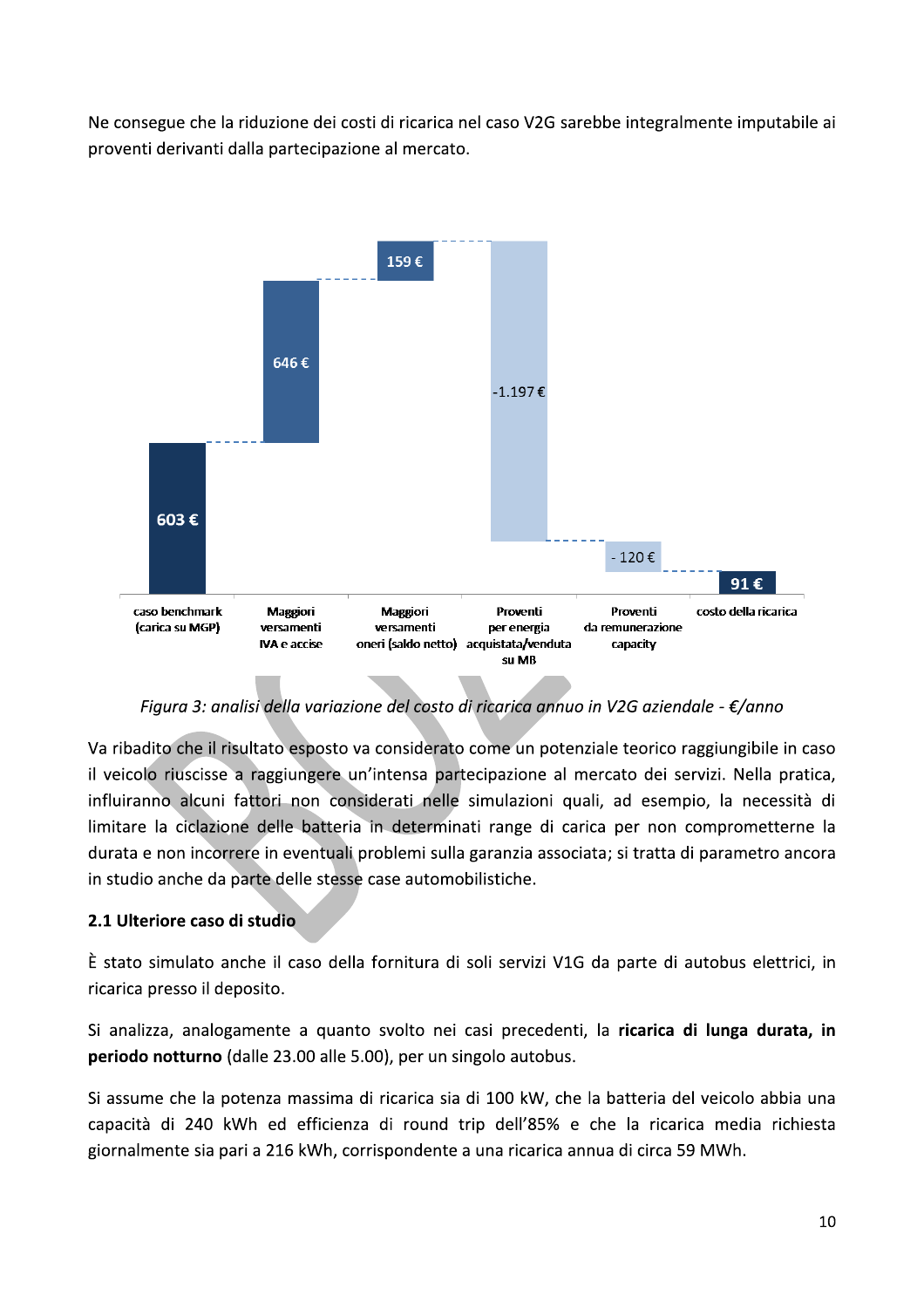Ne consegue che la riduzione dei costi di ricarica nel caso V2G sarebbe integralmente imputabile ai proventi derivanti dalla partecipazione al mercato.

| caso benchmark (carica su MGP) | Maggiori versamenti IVA e accise | Maggiori versamenti oneri (saldo netto) | Proventi per energia acquistata/venduta su MB | Proventi da remunerazione capacity | costo della ricarica |
|---|---|---|---|---|---|
| 603 € | 646 € | 159 € | -1.197 € | - 120 € | 91 € |

*Figura 3: analisi della variazione del costo di ricarica annuo in V2G aziendale - €/anno*

Va ribadito che il risultato esposto va considerato come un potenziale teorico raggiungibile in caso il veicolo riuscisse a raggiungere un'intensa partecipazione al mercato dei servizi. Nella pratica, influiranno alcuni fattori non considerati nelle simulazioni quali, ad esempio, la necessità di limitare la ciclazione delle batteria in determinati range di carica per non comprometterne la durata e non incorrere in eventuali problemi sulla garanzia associata; si tratta di parametro ancora in studio anche da parte delle stesse case automobilistiche.

## 2.1 Ulteriore caso di studio

È stato simulato anche il caso della fornitura di soli servizi V1G da parte di autobus elettrici, in ricarica presso il deposito.

Si analizza, analogamente a quanto svolto nei casi precedenti, la **ricarica di lunga durata, in periodo notturno** (dalle 23.00 alle 5.00), per un singolo autobus.

Si assume che la potenza massima di ricarica sia di 100 kW, che la batteria del veicolo abbia una capacità di 240 kWh ed efficienza di round trip dell'85% e che la ricarica media richiesta giornalmente sia pari a 216 kWh, corrispondente a una ricarica annua di circa 59 MWh.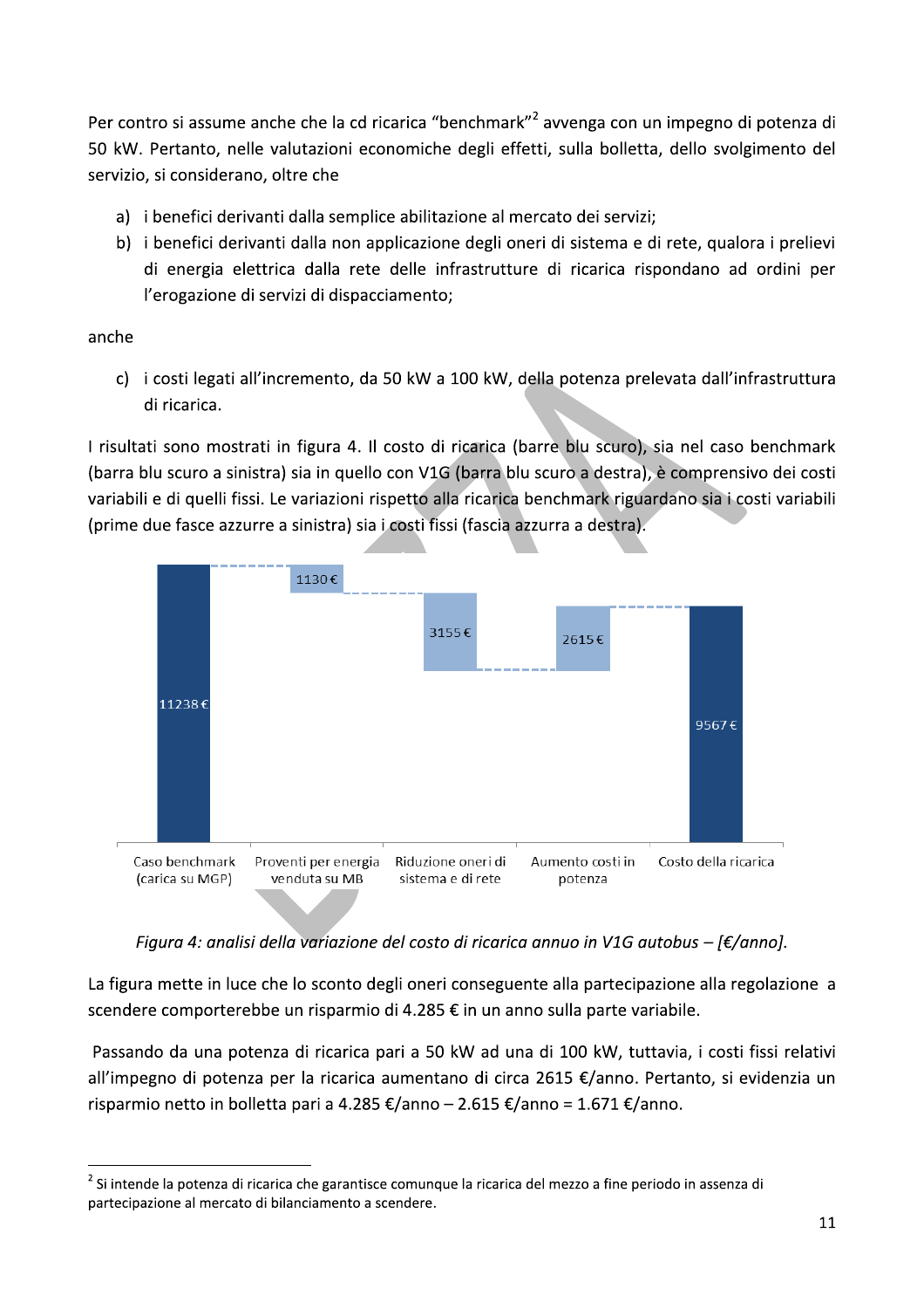Per contro si assume anche che la cd ricarica "benchmark"[2] avvenga con un impegno di potenza di 50 kW. Pertanto, nelle valutazioni economiche degli effetti, sulla bolletta, dello svolgimento del servizio, si considerano, oltre che

a) i benefici derivanti dalla semplice abilitazione al mercato dei servizi;
b) i benefici derivanti dalla non applicazione degli oneri di sistema e di rete, qualora i prelievi di energia elettrica dalla rete delle infrastrutture di ricarica rispondano ad ordini per l'erogazione di servizi di dispacciamento;

anche

c) i costi legati all'incremento, da 50 kW a 100 kW, della potenza prelevata dall'infrastruttura di ricarica.

I risultati sono mostrati in figura 4. Il costo di ricarica (barre blu scuro), sia nel caso benchmark (barra blu scuro a sinistra) sia in quello con V1G (barra blu scuro a destra), è comprensivo dei costi variabili e di quelli fissi. Le variazioni rispetto alla ricarica benchmark riguardano sia i costi variabili (prime due fasce azzurre a sinistra) sia i costi fissi (fascia azzurra a destra).

| Caso benchmark (carica su MGP) | Proventi per energia venduta su MB | Riduzione oneri di sistema e di rete | Aumento costi in potenza | Costo della ricarica |
|---|---|---|---|---|
| 11238 € | 1130 € | 3155 € | 2615 € | 9567 € |

*Figura 4: analisi della variazione del costo di ricarica annuo in V1G autobus – [€/anno].*

La figura mette in luce che lo sconto degli oneri conseguente alla partecipazione alla regolazione a scendere comporterebbe un risparmio di 4.285 € in un anno sulla parte variabile.

Passando da una potenza di ricarica pari a 50 kW ad una di 100 kW, tuttavia, i costi fissi relativi all'impegno di potenza per la ricarica aumentano di circa 2615 €/anno. Pertanto, si evidenzia un risparmio netto in bolletta pari a 4.285 €/anno – 2.615 €/anno = 1.671 €/anno.

---

[2] Si intende la potenza di ricarica che garantisce comunque la ricarica del mezzo a fine periodo in assenza di partecipazione al mercato di bilanciamento a scendere.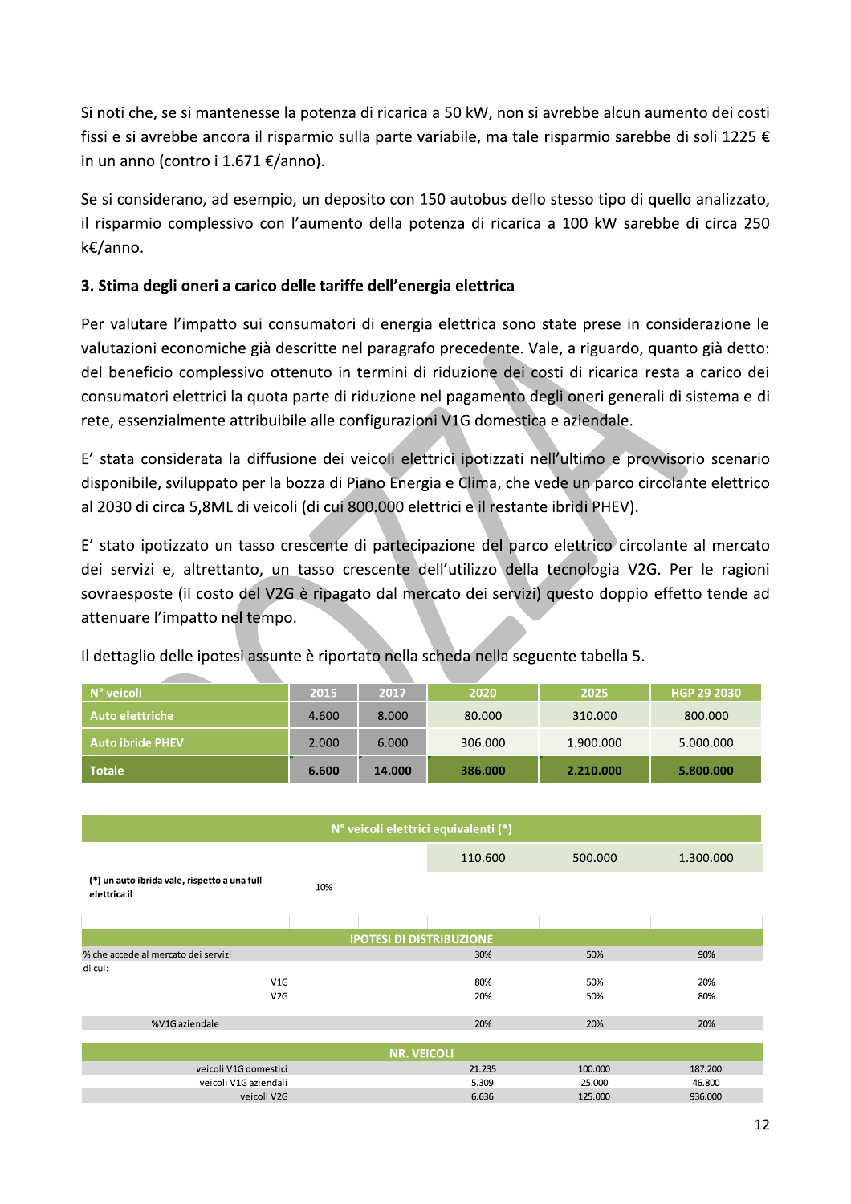Si noti che, se si mantenesse la potenza di ricarica a 50 kW, non si avrebbe alcun aumento dei costi fissi e si avrebbe ancora il risparmio sulla parte variabile, ma tale risparmio sarebbe di soli 1225 € in un anno (contro i 1.671 €/anno).

Se si considerano, ad esempio, un deposito con 150 autobus dello stesso tipo di quello analizzato, il risparmio complessivo con l'aumento della potenza di ricarica a 100 kW sarebbe di circa 250 k€/anno.

### 3. Stima degli oneri a carico delle tariffe dell'energia elettrica

Per valutare l'impatto sui consumatori di energia elettrica sono state prese in considerazione le valutazioni economiche già descritte nel paragrafo precedente. Vale, a riguardo, quanto già detto: del beneficio complessivo ottenuto in termini di riduzione dei costi di ricarica resta a carico dei consumatori elettrici la quota parte di riduzione nel pagamento degli oneri generali di sistema e di rete, essenzialmente attribuibile alle configurazioni V1G domestica e aziendale.

E' stata considerata la diffusione dei veicoli elettrici ipotizzati nell'ultimo e provvisorio scenario disponibile, sviluppato per la bozza di Piano Energia e Clima, che vede un parco circolante elettrico al 2030 di circa 5,8ML di veicoli (di cui 800.000 elettrici e il restante ibridi PHEV).

E' stato ipotizzato un tasso crescente di partecipazione del parco elettrico circolante al mercato dei servizi e, altrettanto, un tasso crescente dell'utilizzo della tecnologia V2G. Per le ragioni sovraesposte (il costo del V2G è ripagato dal mercato dei servizi) questo doppio effetto tende ad attenuare l'impatto nel tempo.

Il dettaglio delle ipotesi assunte è riportato nella scheda nella seguente tabella 5.

| N° veicoli | 2015 | 2017 | 2020 | 2025 | HGP 29 2030 |
|---|---|---|---|---|---|
| Auto elettriche | 4.600 | 8.000 | 80.000 | 310.000 | 800.000 |
| Auto ibride PHEV | 2.000 | 6.000 | 306.000 | 1.900.000 | 5.000.000 |
| **Totale** | **6.600** | **14.000** | **386.000** | **2.210.000** | **5.800.000** |

| N° veicoli elettrici equivalenti (*) | | | | | |
|---|---|---|---|---|---|
| | | | 110.600 | 500.000 | 1.300.000 |
| (*) un auto ibrida vale, rispetto a una full elettrica il | 10% | | | | |

| IPOTESI DI DISTRIBUZIONE | | | |
|---|---|---|---|
| % che accede al mercato dei servizi | 30% | 50% | 90% |
| di cui: | | | |
| V1G | 80% | 50% | 20% |
| V2G | 20% | 50% | 80% |
| %V1G aziendale | 20% | 20% | 20% |

| NR. VEICOLI | | | |
|---|---|---|---|
| veicoli V1G domestici | 21.235 | 100.000 | 187.200 |
| veicoli V1G aziendali | 5.309 | 25.000 | 46.800 |
| veicoli V2G | 6.636 | 125.000 | 936.000 |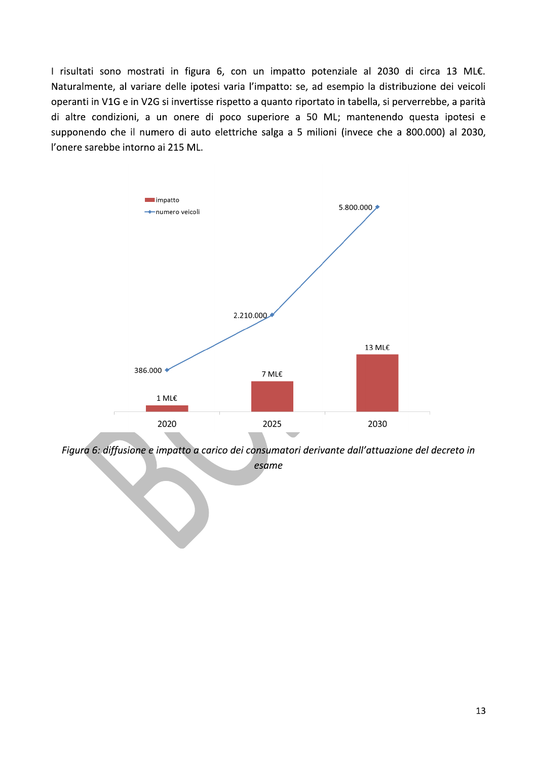I risultati sono mostrati in figura 6, con un impatto potenziale al 2030 di circa 13 ML€. Naturalmente, al variare delle ipotesi varia l'impatto: se, ad esempio la distribuzione dei veicoli operanti in V1G e in V2G si invertisse rispetto a quanto riportato in tabella, si perverrebbe, a parità di altre condizioni, a un onere di poco superiore a 50 ML; mantenendo questa ipotesi e supponendo che il numero di auto elettriche salga a 5 milioni (invece che a 800.000) al 2030, l'onere sarebbe intorno ai 215 ML.

impatto
numero veicoli
5.800.000
2.210.000
386.000
13 ML€
7 ML€
1 ML€
2020
2025
2030

*Figura 6: diffusione e impatto a carico dei consumatori derivante dall'attuazione del decreto in esame*